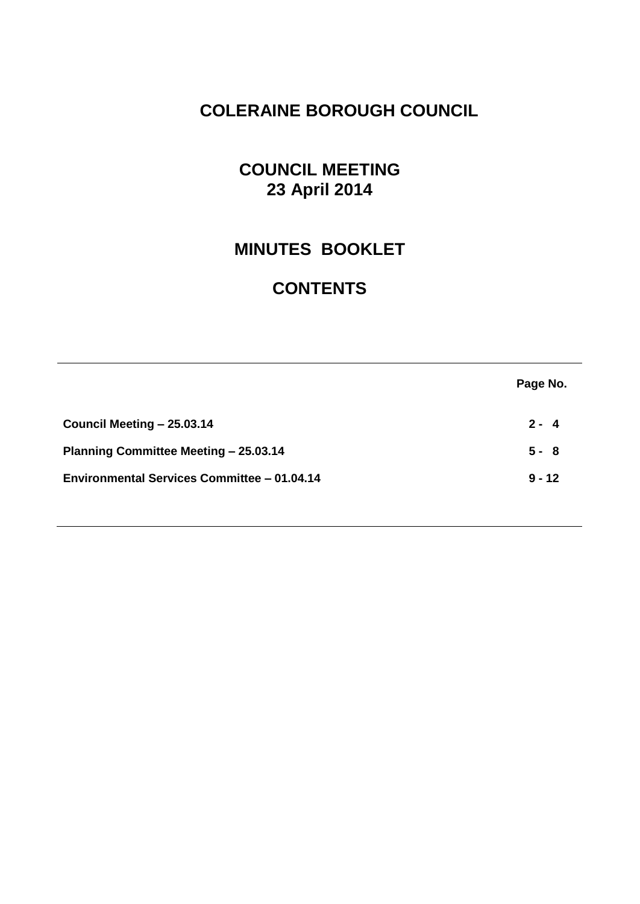# COLERAINE BOROUGH COUNCIL

## COUNCIL MEETING
## 23 April 2014

## MINUTES BOOKLET

## CONTENTS

| | Page No. |
|---|---|
| **Council Meeting – 25.03.14** | **2 - 4** |
| **Planning Committee Meeting – 25.03.14** | **5 - 8** |
| **Environmental Services Committee – 01.04.14** | **9 - 12** |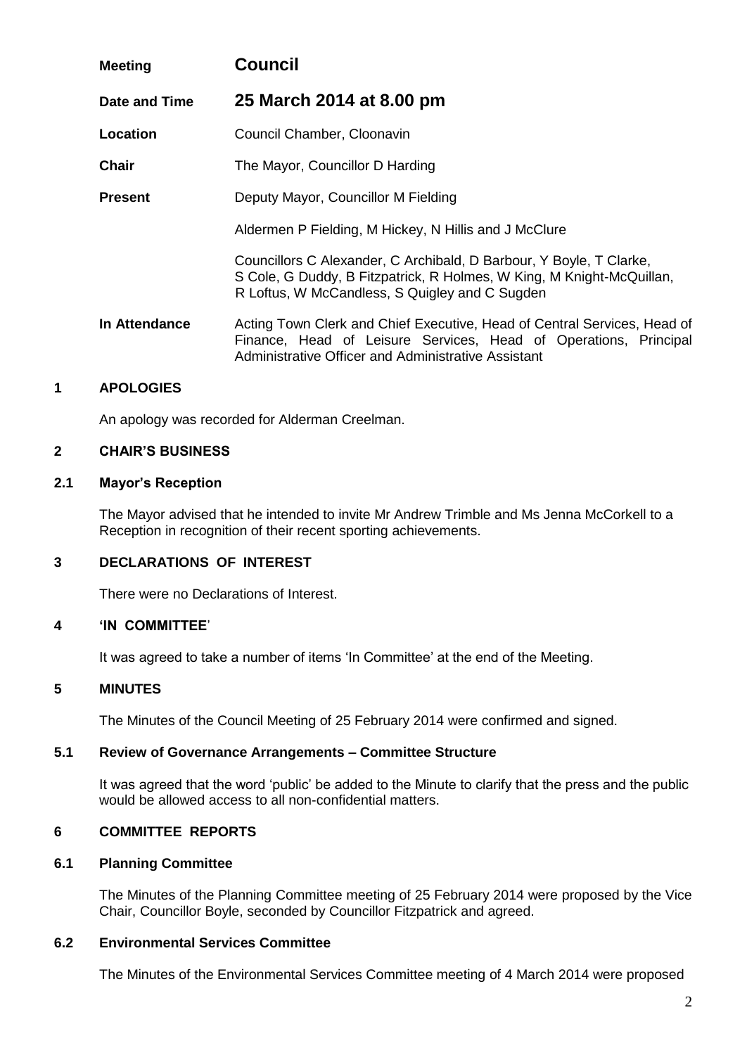| | |
|---|---|
| **Meeting** | **Council** |
| **Date and Time** | **25 March 2014 at 8.00 pm** |
| **Location** | Council Chamber, Cloonavin |
| **Chair** | The Mayor, Councillor D Harding |
| **Present** | Deputy Mayor, Councillor M Fielding |
| | Aldermen P Fielding, M Hickey, N Hillis and J McClure |
| | Councillors C Alexander, C Archibald, D Barbour, Y Boyle, T Clarke, S Cole, G Duddy, B Fitzpatrick, R Holmes, W King, M Knight-McQuillan, R Loftus, W McCandless, S Quigley and C Sugden |
| **In Attendance** | Acting Town Clerk and Chief Executive, Head of Central Services, Head of Finance, Head of Leisure Services, Head of Operations, Principal Administrative Officer and Administrative Assistant |

## 1 APOLOGIES

An apology was recorded for Alderman Creelman.

## 2 CHAIR'S BUSINESS

### 2.1 Mayor's Reception

The Mayor advised that he intended to invite Mr Andrew Trimble and Ms Jenna McCorkell to a Reception in recognition of their recent sporting achievements.

## 3 DECLARATIONS OF INTEREST

There were no Declarations of Interest.

## 4 'IN COMMITTEE'

It was agreed to take a number of items 'In Committee' at the end of the Meeting.

## 5 MINUTES

The Minutes of the Council Meeting of 25 February 2014 were confirmed and signed.

### 5.1 Review of Governance Arrangements – Committee Structure

It was agreed that the word 'public' be added to the Minute to clarify that the press and the public would be allowed access to all non-confidential matters.

## 6 COMMITTEE REPORTS

### 6.1 Planning Committee

The Minutes of the Planning Committee meeting of 25 February 2014 were proposed by the Vice Chair, Councillor Boyle, seconded by Councillor Fitzpatrick and agreed.

### 6.2 Environmental Services Committee

The Minutes of the Environmental Services Committee meeting of 4 March 2014 were proposed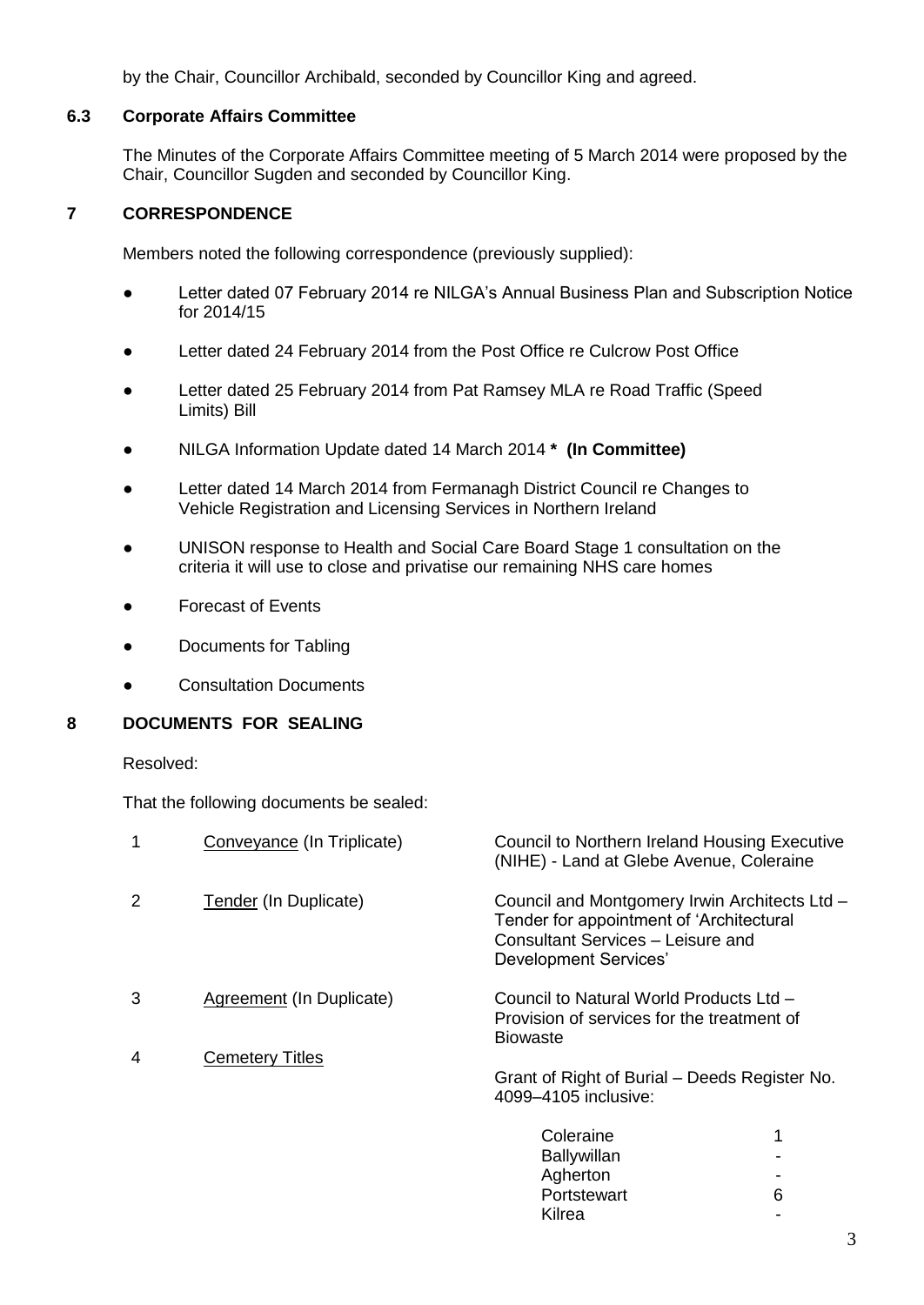by the Chair, Councillor Archibald, seconded by Councillor King and agreed.

### 6.3 Corporate Affairs Committee

The Minutes of the Corporate Affairs Committee meeting of 5 March 2014 were proposed by the Chair, Councillor Sugden and seconded by Councillor King.

## 7 CORRESPONDENCE

Members noted the following correspondence (previously supplied):

- Letter dated 07 February 2014 re NILGA's Annual Business Plan and Subscription Notice for 2014/15
- Letter dated 24 February 2014 from the Post Office re Culcrow Post Office
- Letter dated 25 February 2014 from Pat Ramsey MLA re Road Traffic (Speed Limits) Bill
- NILGA Information Update dated 14 March 2014 **\* (In Committee)**
- Letter dated 14 March 2014 from Fermanagh District Council re Changes to Vehicle Registration and Licensing Services in Northern Ireland
- UNISON response to Health and Social Care Board Stage 1 consultation on the criteria it will use to close and privatise our remaining NHS care homes
- Forecast of Events
- Documents for Tabling
- Consultation Documents

## 8 DOCUMENTS FOR SEALING

Resolved:

That the following documents be sealed:

| | | |
|---|---|---|
| 1 | Conveyance (In Triplicate) | Council to Northern Ireland Housing Executive (NIHE) - Land at Glebe Avenue, Coleraine |
| 2 | Tender (In Duplicate) | Council and Montgomery Irwin Architects Ltd – Tender for appointment of 'Architectural Consultant Services – Leisure and Development Services' |
| 3 | Agreement (In Duplicate) | Council to Natural World Products Ltd – Provision of services for the treatment of Biowaste |
| 4 | Cemetery Titles | Grant of Right of Burial – Deeds Register No. 4099–4105 inclusive: |

| | |
|---|---|
| Coleraine | 1 |
| Ballywillan | - |
| Agherton | - |
| Portstewart | 6 |
| Kilrea | - |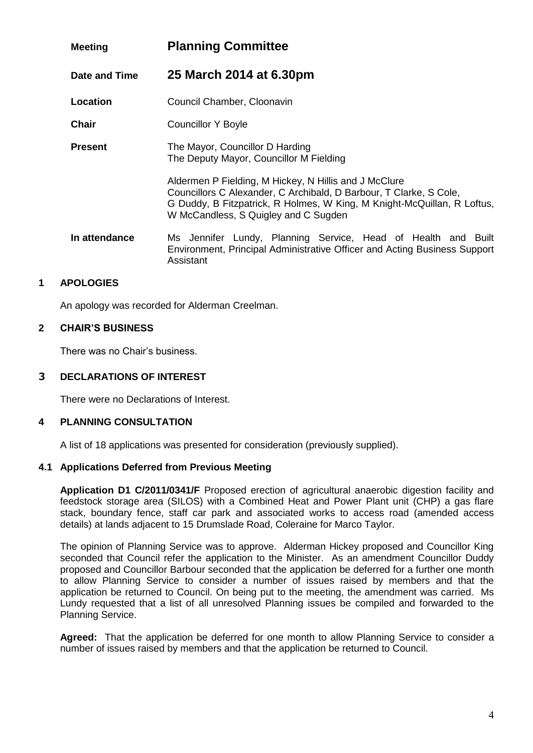| | |
|---|---|
| **Meeting** | **Planning Committee** |
| **Date and Time** | **25 March 2014 at 6.30pm** |
| **Location** | Council Chamber, Cloonavin |
| **Chair** | Councillor Y Boyle |
| **Present** | The Mayor, Councillor D Harding<br>The Deputy Mayor, Councillor M Fielding<br><br>Aldermen P Fielding, M Hickey, N Hillis and J McClure<br>Councillors C Alexander, C Archibald, D Barbour, T Clarke, S Cole, G Duddy, B Fitzpatrick, R Holmes, W King, M Knight-McQuillan, R Loftus, W McCandless, S Quigley and C Sugden |
| **In attendance** | Ms Jennifer Lundy, Planning Service, Head of Health and Built Environment, Principal Administrative Officer and Acting Business Support Assistant |

## 1 APOLOGIES

An apology was recorded for Alderman Creelman.

## 2 CHAIR'S BUSINESS

There was no Chair's business.

## 3 DECLARATIONS OF INTEREST

There were no Declarations of Interest.

## 4 PLANNING CONSULTATION

A list of 18 applications was presented for consideration (previously supplied).

### 4.1 Applications Deferred from Previous Meeting

**Application D1 C/2011/0341/F** Proposed erection of agricultural anaerobic digestion facility and feedstock storage area (SILOS) with a Combined Heat and Power Plant unit (CHP) a gas flare stack, boundary fence, staff car park and associated works to access road (amended access details) at lands adjacent to 15 Drumslade Road, Coleraine for Marco Taylor.

The opinion of Planning Service was to approve. Alderman Hickey proposed and Councillor King seconded that Council refer the application to the Minister. As an amendment Councillor Duddy proposed and Councillor Barbour seconded that the application be deferred for a further one month to allow Planning Service to consider a number of issues raised by members and that the application be returned to Council. On being put to the meeting, the amendment was carried. Ms Lundy requested that a list of all unresolved Planning issues be compiled and forwarded to the Planning Service.

**Agreed:** That the application be deferred for one month to allow Planning Service to consider a number of issues raised by members and that the application be returned to Council.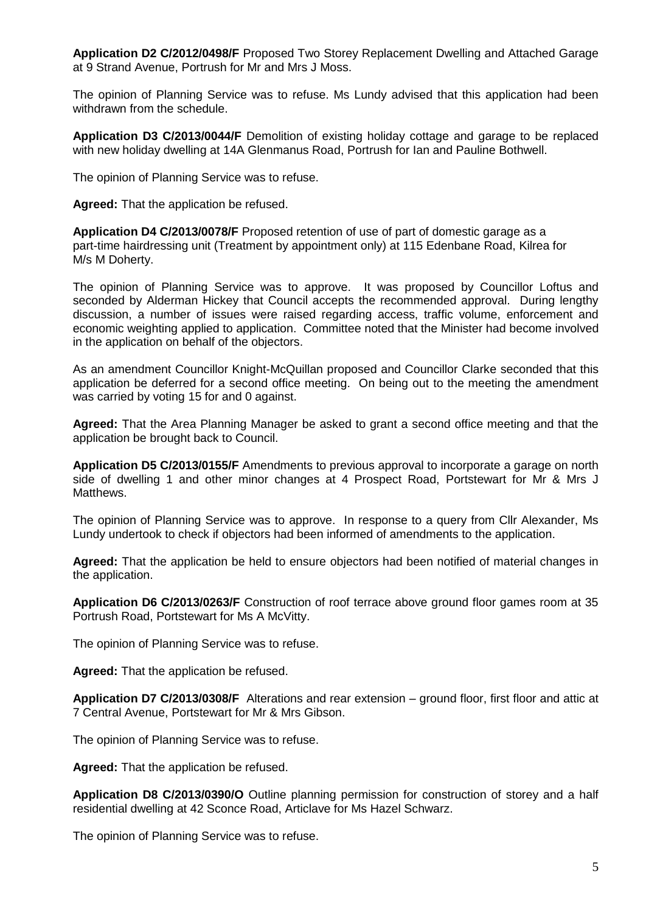**Application D2 C/2012/0498/F** Proposed Two Storey Replacement Dwelling and Attached Garage at 9 Strand Avenue, Portrush for Mr and Mrs J Moss.

The opinion of Planning Service was to refuse. Ms Lundy advised that this application had been withdrawn from the schedule.

**Application D3 C/2013/0044/F** Demolition of existing holiday cottage and garage to be replaced with new holiday dwelling at 14A Glenmanus Road, Portrush for Ian and Pauline Bothwell.

The opinion of Planning Service was to refuse.

**Agreed:** That the application be refused.

**Application D4 C/2013/0078/F** Proposed retention of use of part of domestic garage as a part-time hairdressing unit (Treatment by appointment only) at 115 Edenbane Road, Kilrea for M/s M Doherty.

The opinion of Planning Service was to approve. It was proposed by Councillor Loftus and seconded by Alderman Hickey that Council accepts the recommended approval. During lengthy discussion, a number of issues were raised regarding access, traffic volume, enforcement and economic weighting applied to application. Committee noted that the Minister had become involved in the application on behalf of the objectors.

As an amendment Councillor Knight-McQuillan proposed and Councillor Clarke seconded that this application be deferred for a second office meeting. On being out to the meeting the amendment was carried by voting 15 for and 0 against.

**Agreed:** That the Area Planning Manager be asked to grant a second office meeting and that the application be brought back to Council.

**Application D5 C/2013/0155/F** Amendments to previous approval to incorporate a garage on north side of dwelling 1 and other minor changes at 4 Prospect Road, Portstewart for Mr & Mrs J Matthews.

The opinion of Planning Service was to approve. In response to a query from Cllr Alexander, Ms Lundy undertook to check if objectors had been informed of amendments to the application.

**Agreed:** That the application be held to ensure objectors had been notified of material changes in the application.

**Application D6 C/2013/0263/F** Construction of roof terrace above ground floor games room at 35 Portrush Road, Portstewart for Ms A McVitty.

The opinion of Planning Service was to refuse.

**Agreed:** That the application be refused.

**Application D7 C/2013/0308/F** Alterations and rear extension – ground floor, first floor and attic at 7 Central Avenue, Portstewart for Mr & Mrs Gibson.

The opinion of Planning Service was to refuse.

**Agreed:** That the application be refused.

**Application D8 C/2013/0390/O** Outline planning permission for construction of storey and a half residential dwelling at 42 Sconce Road, Articlave for Ms Hazel Schwarz.

The opinion of Planning Service was to refuse.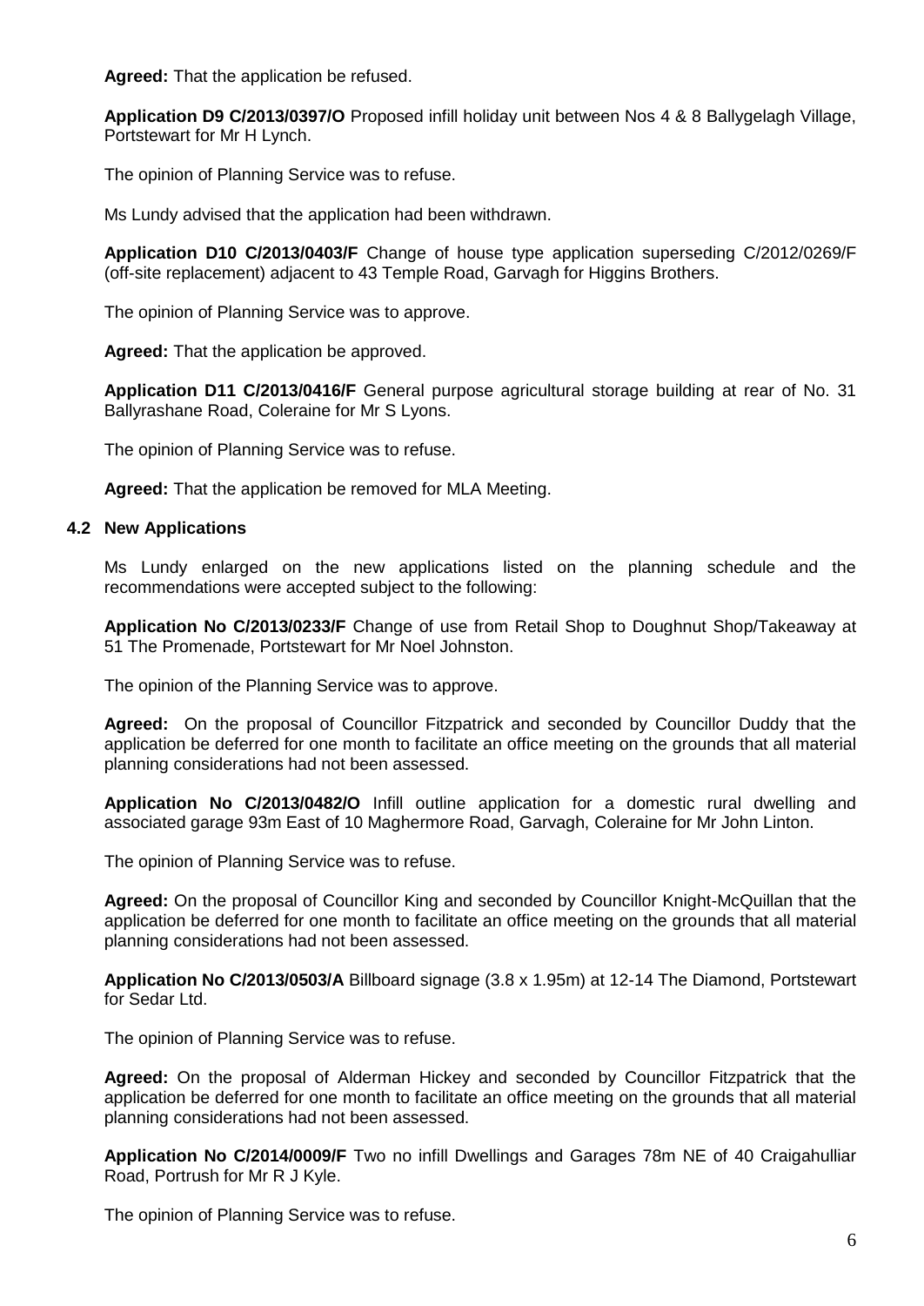**Agreed:** That the application be refused.

**Application D9 C/2013/0397/O** Proposed infill holiday unit between Nos 4 & 8 Ballygelagh Village, Portstewart for Mr H Lynch.

The opinion of Planning Service was to refuse.

Ms Lundy advised that the application had been withdrawn.

**Application D10 C/2013/0403/F** Change of house type application superseding C/2012/0269/F (off-site replacement) adjacent to 43 Temple Road, Garvagh for Higgins Brothers.

The opinion of Planning Service was to approve.

**Agreed:** That the application be approved.

**Application D11 C/2013/0416/F** General purpose agricultural storage building at rear of No. 31 Ballyrashane Road, Coleraine for Mr S Lyons.

The opinion of Planning Service was to refuse.

**Agreed:** That the application be removed for MLA Meeting.

## 4.2 New Applications

Ms Lundy enlarged on the new applications listed on the planning schedule and the recommendations were accepted subject to the following:

**Application No C/2013/0233/F** Change of use from Retail Shop to Doughnut Shop/Takeaway at 51 The Promenade, Portstewart for Mr Noel Johnston.

The opinion of the Planning Service was to approve.

**Agreed:** On the proposal of Councillor Fitzpatrick and seconded by Councillor Duddy that the application be deferred for one month to facilitate an office meeting on the grounds that all material planning considerations had not been assessed.

**Application No C/2013/0482/O** Infill outline application for a domestic rural dwelling and associated garage 93m East of 10 Maghermore Road, Garvagh, Coleraine for Mr John Linton.

The opinion of Planning Service was to refuse.

**Agreed:** On the proposal of Councillor King and seconded by Councillor Knight-McQuillan that the application be deferred for one month to facilitate an office meeting on the grounds that all material planning considerations had not been assessed.

**Application No C/2013/0503/A** Billboard signage (3.8 x 1.95m) at 12-14 The Diamond, Portstewart for Sedar Ltd.

The opinion of Planning Service was to refuse.

**Agreed:** On the proposal of Alderman Hickey and seconded by Councillor Fitzpatrick that the application be deferred for one month to facilitate an office meeting on the grounds that all material planning considerations had not been assessed.

**Application No C/2014/0009/F** Two no infill Dwellings and Garages 78m NE of 40 Craigahulliar Road, Portrush for Mr R J Kyle.

The opinion of Planning Service was to refuse.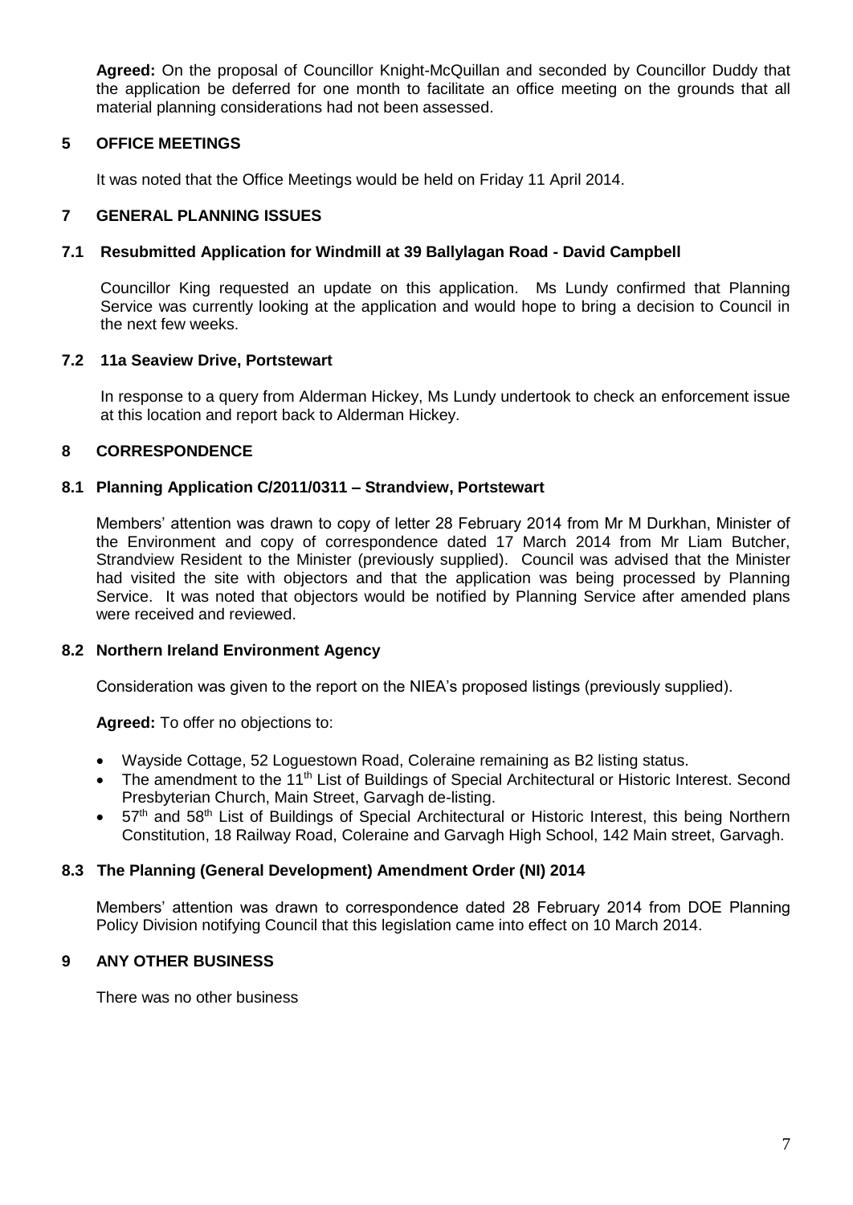**Agreed:** On the proposal of Councillor Knight-McQuillan and seconded by Councillor Duddy that the application be deferred for one month to facilitate an office meeting on the grounds that all material planning considerations had not been assessed.

## 5 OFFICE MEETINGS

It was noted that the Office Meetings would be held on Friday 11 April 2014.

## 7 GENERAL PLANNING ISSUES

### 7.1 Resubmitted Application for Windmill at 39 Ballylagan Road - David Campbell

Councillor King requested an update on this application. Ms Lundy confirmed that Planning Service was currently looking at the application and would hope to bring a decision to Council in the next few weeks.

### 7.2 11a Seaview Drive, Portstewart

In response to a query from Alderman Hickey, Ms Lundy undertook to check an enforcement issue at this location and report back to Alderman Hickey.

## 8 CORRESPONDENCE

### 8.1 Planning Application C/2011/0311 – Strandview, Portstewart

Members' attention was drawn to copy of letter 28 February 2014 from Mr M Durkhan, Minister of the Environment and copy of correspondence dated 17 March 2014 from Mr Liam Butcher, Strandview Resident to the Minister (previously supplied). Council was advised that the Minister had visited the site with objectors and that the application was being processed by Planning Service. It was noted that objectors would be notified by Planning Service after amended plans were received and reviewed.

### 8.2 Northern Ireland Environment Agency

Consideration was given to the report on the NIEA's proposed listings (previously supplied).

**Agreed:** To offer no objections to:

- Wayside Cottage, 52 Loguestown Road, Coleraine remaining as B2 listing status.
- The amendment to the 11th List of Buildings of Special Architectural or Historic Interest. Second Presbyterian Church, Main Street, Garvagh de-listing.
- 57th and 58th List of Buildings of Special Architectural or Historic Interest, this being Northern Constitution, 18 Railway Road, Coleraine and Garvagh High School, 142 Main street, Garvagh.

### 8.3 The Planning (General Development) Amendment Order (NI) 2014

Members' attention was drawn to correspondence dated 28 February 2014 from DOE Planning Policy Division notifying Council that this legislation came into effect on 10 March 2014.

## 9 ANY OTHER BUSINESS

There was no other business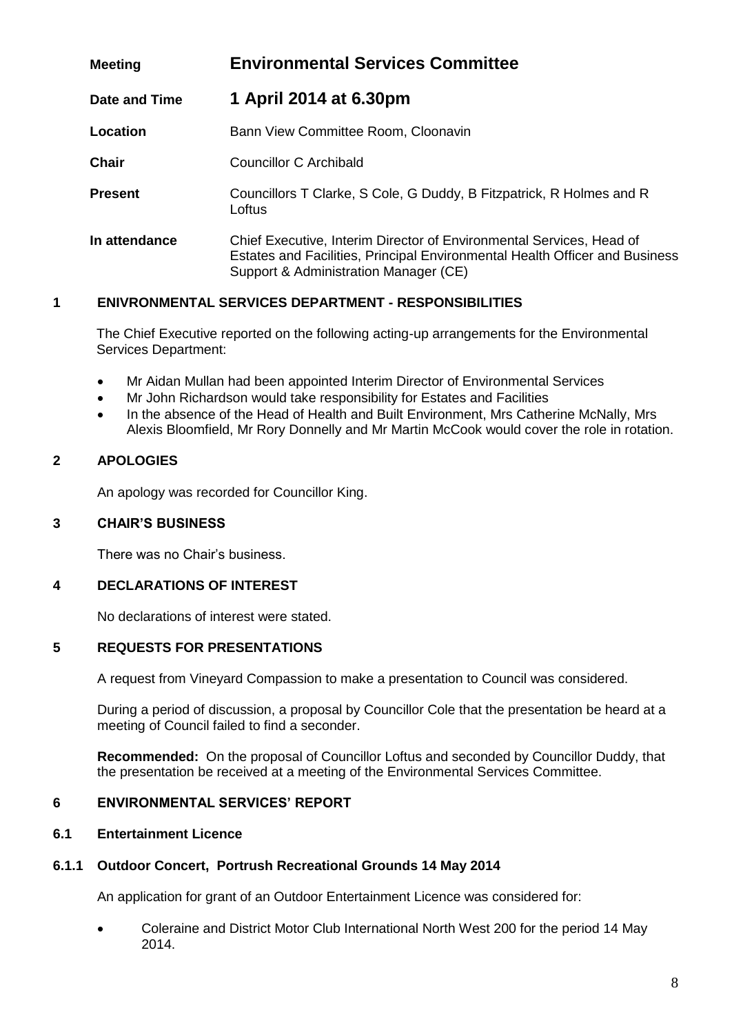| | |
|---|---|
| **Meeting** | **Environmental Services Committee** |
| **Date and Time** | **1 April 2014 at 6.30pm** |
| **Location** | Bann View Committee Room, Cloonavin |
| **Chair** | Councillor C Archibald |
| **Present** | Councillors T Clarke, S Cole, G Duddy, B Fitzpatrick, R Holmes and R Loftus |
| **In attendance** | Chief Executive, Interim Director of Environmental Services, Head of Estates and Facilities, Principal Environmental Health Officer and Business Support & Administration Manager (CE) |

## 1 ENIVRONMENTAL SERVICES DEPARTMENT - RESPONSIBILITIES

The Chief Executive reported on the following acting-up arrangements for the Environmental Services Department:

- Mr Aidan Mullan had been appointed Interim Director of Environmental Services
- Mr John Richardson would take responsibility for Estates and Facilities
- In the absence of the Head of Health and Built Environment, Mrs Catherine McNally, Mrs Alexis Bloomfield, Mr Rory Donnelly and Mr Martin McCook would cover the role in rotation.

## 2 APOLOGIES

An apology was recorded for Councillor King.

## 3 CHAIR'S BUSINESS

There was no Chair's business.

## 4 DECLARATIONS OF INTEREST

No declarations of interest were stated.

## 5 REQUESTS FOR PRESENTATIONS

A request from Vineyard Compassion to make a presentation to Council was considered.

During a period of discussion, a proposal by Councillor Cole that the presentation be heard at a meeting of Council failed to find a seconder.

**Recommended:** On the proposal of Councillor Loftus and seconded by Councillor Duddy, that the presentation be received at a meeting of the Environmental Services Committee.

## 6 ENVIRONMENTAL SERVICES' REPORT

### 6.1 Entertainment Licence

#### 6.1.1 Outdoor Concert, Portrush Recreational Grounds 14 May 2014

An application for grant of an Outdoor Entertainment Licence was considered for:

- Coleraine and District Motor Club International North West 200 for the period 14 May 2014.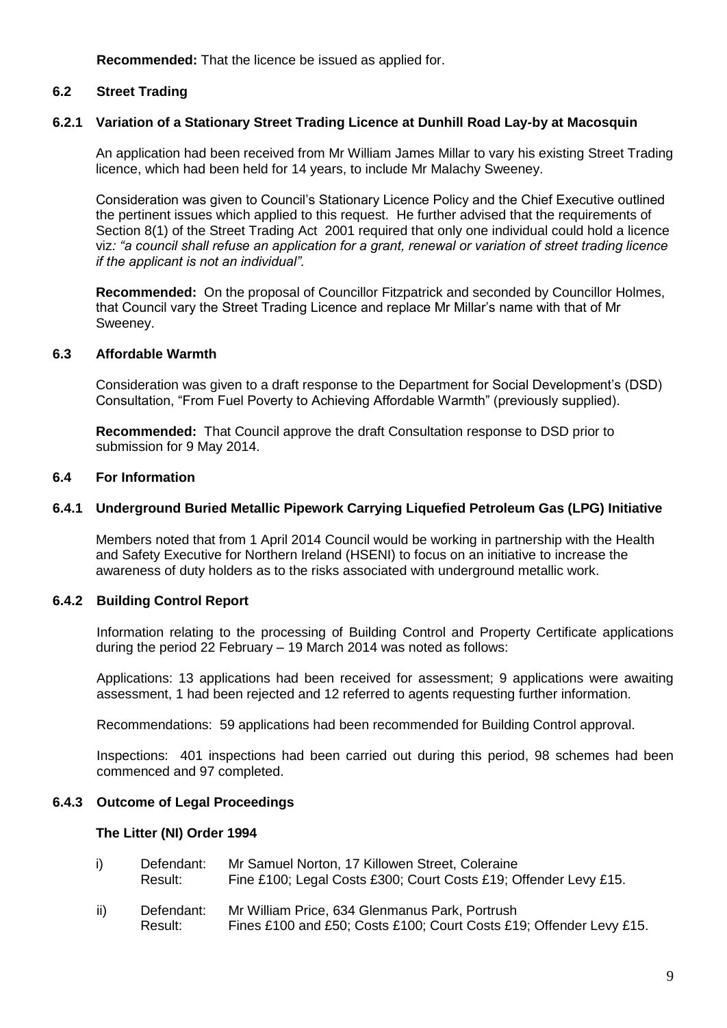**Recommended:** That the licence be issued as applied for.

### 6.2 Street Trading

#### 6.2.1 Variation of a Stationary Street Trading Licence at Dunhill Road Lay-by at Macosquin

An application had been received from Mr William James Millar to vary his existing Street Trading licence, which had been held for 14 years, to include Mr Malachy Sweeney.

Consideration was given to Council's Stationary Licence Policy and the Chief Executive outlined the pertinent issues which applied to this request. He further advised that the requirements of Section 8(1) of the Street Trading Act 2001 required that only one individual could hold a licence viz*: "a council shall refuse an application for a grant, renewal or variation of street trading licence if the applicant is not an individual".*

**Recommended:** On the proposal of Councillor Fitzpatrick and seconded by Councillor Holmes, that Council vary the Street Trading Licence and replace Mr Millar's name with that of Mr Sweeney.

### 6.3 Affordable Warmth

Consideration was given to a draft response to the Department for Social Development's (DSD) Consultation, "From Fuel Poverty to Achieving Affordable Warmth" (previously supplied).

**Recommended:** That Council approve the draft Consultation response to DSD prior to submission for 9 May 2014.

### 6.4 For Information

#### 6.4.1 Underground Buried Metallic Pipework Carrying Liquefied Petroleum Gas (LPG) Initiative

Members noted that from 1 April 2014 Council would be working in partnership with the Health and Safety Executive for Northern Ireland (HSENI) to focus on an initiative to increase the awareness of duty holders as to the risks associated with underground metallic work.

#### 6.4.2 Building Control Report

Information relating to the processing of Building Control and Property Certificate applications during the period 22 February – 19 March 2014 was noted as follows:

Applications: 13 applications had been received for assessment; 9 applications were awaiting assessment, 1 had been rejected and 12 referred to agents requesting further information.

Recommendations: 59 applications had been recommended for Building Control approval.

Inspections: 401 inspections had been carried out during this period, 98 schemes had been commenced and 97 completed.

#### 6.4.3 Outcome of Legal Proceedings

**The Litter (NI) Order 1994**

i) Defendant: Mr Samuel Norton, 17 Killowen Street, Coleraine
   Result: Fine £100; Legal Costs £300; Court Costs £19; Offender Levy £15.

ii) Defendant: Mr William Price, 634 Glenmanus Park, Portrush
   Result: Fines £100 and £50; Costs £100; Court Costs £19; Offender Levy £15.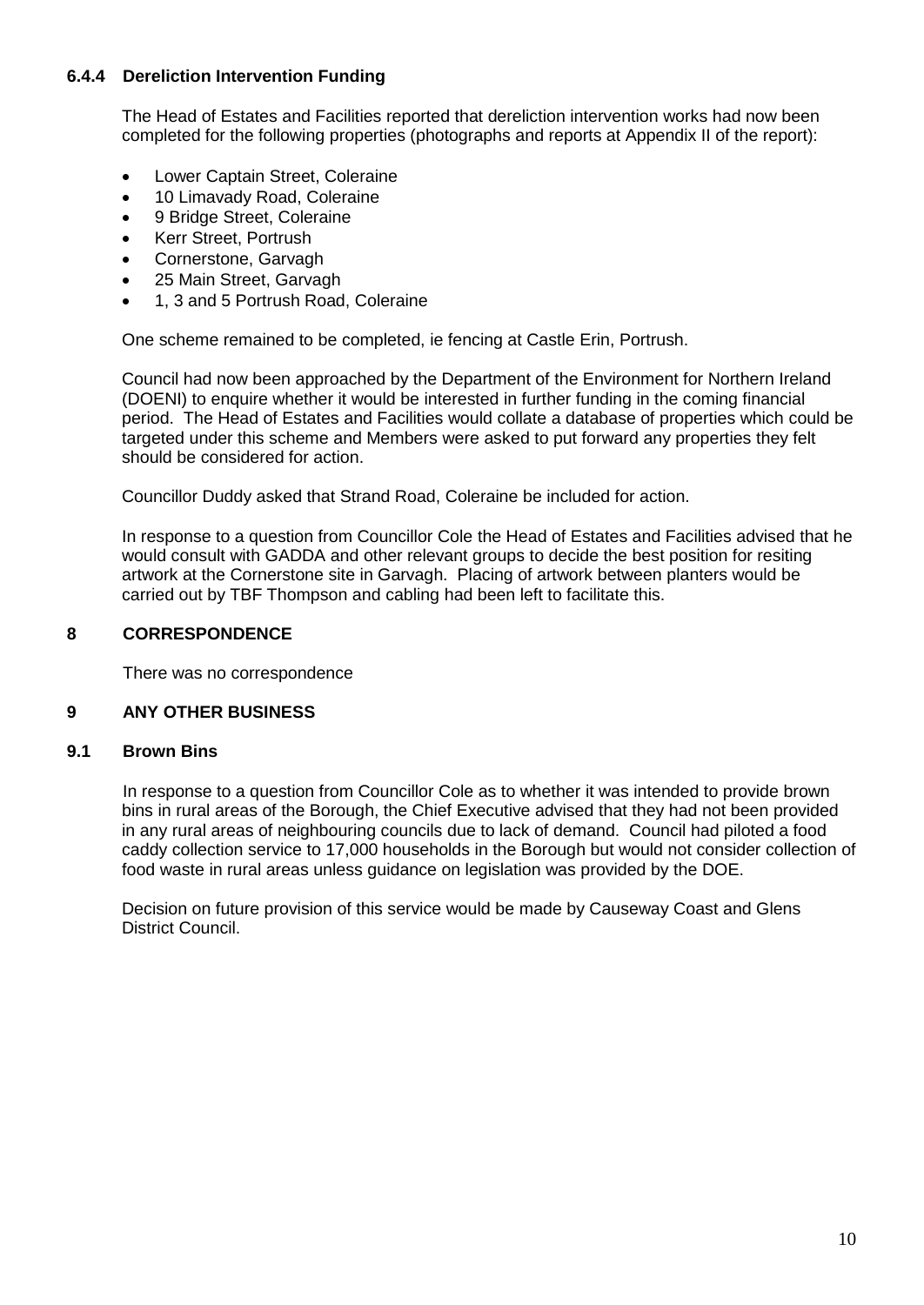#### 6.4.4 Dereliction Intervention Funding

The Head of Estates and Facilities reported that dereliction intervention works had now been completed for the following properties (photographs and reports at Appendix II of the report):

- Lower Captain Street, Coleraine
- 10 Limavady Road, Coleraine
- 9 Bridge Street, Coleraine
- Kerr Street, Portrush
- Cornerstone, Garvagh
- 25 Main Street, Garvagh
- 1, 3 and 5 Portrush Road, Coleraine

One scheme remained to be completed, ie fencing at Castle Erin, Portrush.

Council had now been approached by the Department of the Environment for Northern Ireland (DOENI) to enquire whether it would be interested in further funding in the coming financial period. The Head of Estates and Facilities would collate a database of properties which could be targeted under this scheme and Members were asked to put forward any properties they felt should be considered for action.

Councillor Duddy asked that Strand Road, Coleraine be included for action.

In response to a question from Councillor Cole the Head of Estates and Facilities advised that he would consult with GADDA and other relevant groups to decide the best position for resiting artwork at the Cornerstone site in Garvagh. Placing of artwork between planters would be carried out by TBF Thompson and cabling had been left to facilitate this.

## 8 CORRESPONDENCE

There was no correspondence

## 9 ANY OTHER BUSINESS

### 9.1 Brown Bins

In response to a question from Councillor Cole as to whether it was intended to provide brown bins in rural areas of the Borough, the Chief Executive advised that they had not been provided in any rural areas of neighbouring councils due to lack of demand. Council had piloted a food caddy collection service to 17,000 households in the Borough but would not consider collection of food waste in rural areas unless guidance on legislation was provided by the DOE.

Decision on future provision of this service would be made by Causeway Coast and Glens District Council.